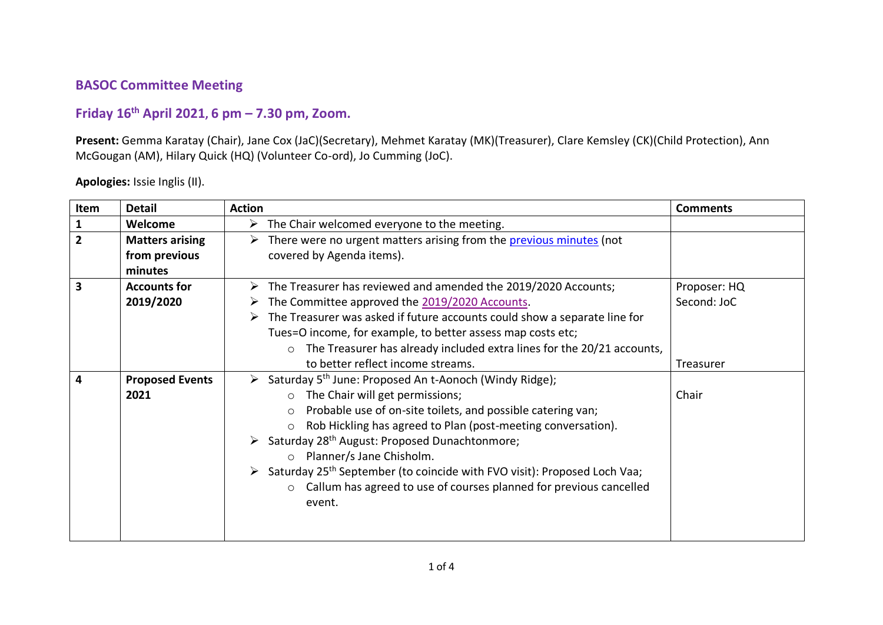## BASOC Committee Meeting

## Friday 16th April 2021, 6 pm – 7.30 pm, Zoom.

**Present:** Gemma Karatay (Chair), Jane Cox (JaC)(Secretary), Mehmet Karatay (MK)(Treasurer), Clare Kemsley (CK)(Child Protection), Ann McGougan (AM), Hilary Quick (HQ) (Volunteer Co-ord), Jo Cumming (JoC).

**Apologies:** Issie Inglis (II).

| Item | Detail | Action | Comments |
|---|---|---|---|
| **1** | **Welcome** | ➢ The Chair welcomed everyone to the meeting. | |
| **2** | **Matters arising from previous minutes** | ➢ There were no urgent matters arising from the previous minutes (not covered by Agenda items). | |
| **3** | **Accounts for 2019/2020** | ➢ The Treasurer has reviewed and amended the 2019/2020 Accounts;<br>➢ The Committee approved the 2019/2020 Accounts.<br>➢ The Treasurer was asked if future accounts could show a separate line for Tues=O income, for example, to better assess map costs etc;<br>○ The Treasurer has already included extra lines for the 20/21 accounts, to better reflect income streams. | Proposer: HQ<br>Second: JoC<br><br><br>Treasurer |
| **4** | **Proposed Events 2021** | ➢ Saturday 5th June: Proposed An t-Aonoch (Windy Ridge);<br>○ The Chair will get permissions;<br>○ Probable use of on-site toilets, and possible catering van;<br>○ Rob Hickling has agreed to Plan (post-meeting conversation).<br>➢ Saturday 28th August: Proposed Dunachtonmore;<br>○ Planner/s Jane Chisholm.<br>➢ Saturday 25th September (to coincide with FVO visit): Proposed Loch Vaa;<br>○ Callum has agreed to use of courses planned for previous cancelled event. | <br>Chair |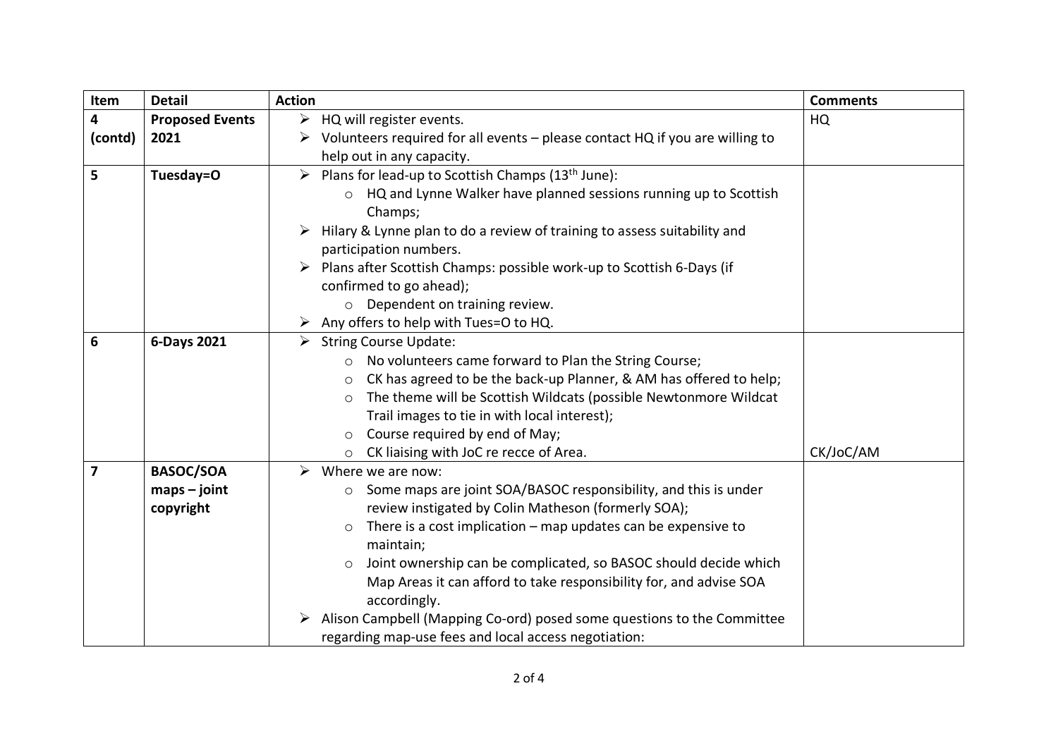| Item | Detail | Action | Comments |
|---|---|---|---|
| 4 (contd) | **Proposed Events 2021** | ➢ HQ will register events.<br>➢ Volunteers required for all events – please contact HQ if you are willing to help out in any capacity. | HQ |
| 5 | **Tuesday=O** | ➢ Plans for lead-up to Scottish Champs (13th June):<br>&nbsp;&nbsp;&nbsp;&nbsp;o HQ and Lynne Walker have planned sessions running up to Scottish Champs;<br>➢ Hilary & Lynne plan to do a review of training to assess suitability and participation numbers.<br>➢ Plans after Scottish Champs: possible work-up to Scottish 6-Days (if confirmed to go ahead);<br>&nbsp;&nbsp;&nbsp;&nbsp;o Dependent on training review.<br>➢ Any offers to help with Tues=O to HQ. | |
| 6 | **6-Days 2021** | ➢ String Course Update:<br>&nbsp;&nbsp;&nbsp;&nbsp;o No volunteers came forward to Plan the String Course;<br>&nbsp;&nbsp;&nbsp;&nbsp;o CK has agreed to be the back-up Planner, & AM has offered to help;<br>&nbsp;&nbsp;&nbsp;&nbsp;o The theme will be Scottish Wildcats (possible Newtonmore Wildcat Trail images to tie in with local interest);<br>&nbsp;&nbsp;&nbsp;&nbsp;o Course required by end of May;<br>&nbsp;&nbsp;&nbsp;&nbsp;o CK liaising with JoC re recce of Area. | CK/JoC/AM |
| 7 | **BASOC/SOA maps – joint copyright** | ➢ Where we are now:<br>&nbsp;&nbsp;&nbsp;&nbsp;o Some maps are joint SOA/BASOC responsibility, and this is under review instigated by Colin Matheson (formerly SOA);<br>&nbsp;&nbsp;&nbsp;&nbsp;o There is a cost implication – map updates can be expensive to maintain;<br>&nbsp;&nbsp;&nbsp;&nbsp;o Joint ownership can be complicated, so BASOC should decide which Map Areas it can afford to take responsibility for, and advise SOA accordingly.<br>➢ Alison Campbell (Mapping Co-ord) posed some questions to the Committee regarding map-use fees and local access negotiation: | |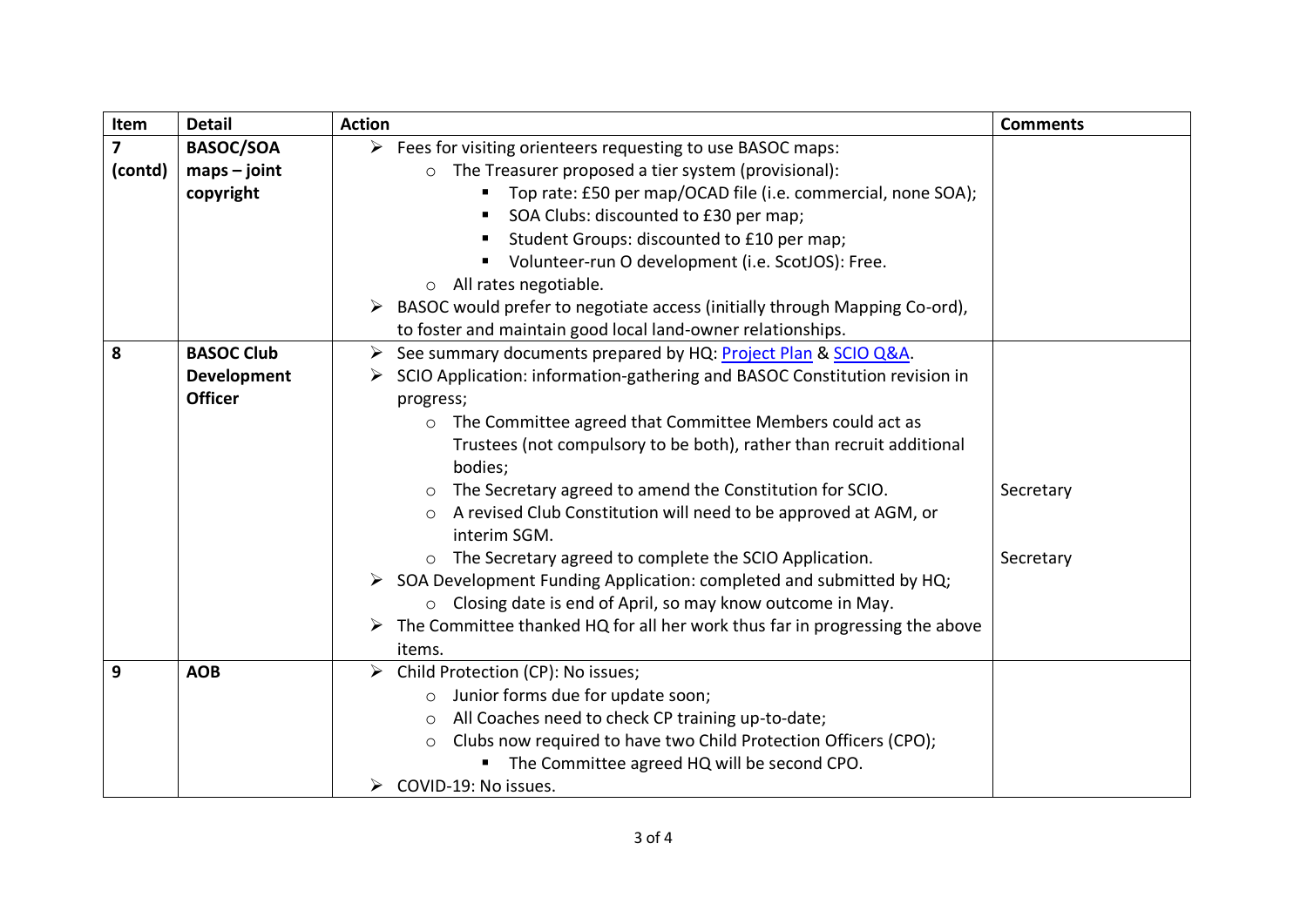| Item | Detail | Action | Comments |
|---|---|---|---|
| **7 (contd)** | **BASOC/SOA maps – joint copyright** | ➢ Fees for visiting orienteers requesting to use BASOC maps:<br>○ The Treasurer proposed a tier system (provisional):<br>▪ Top rate: £50 per map/OCAD file (i.e. commercial, none SOA);<br>▪ SOA Clubs: discounted to £30 per map;<br>▪ Student Groups: discounted to £10 per map;<br>▪ Volunteer-run O development (i.e. ScotJOS): Free.<br>○ All rates negotiable.<br>➢ BASOC would prefer to negotiate access (initially through Mapping Co-ord), to foster and maintain good local land-owner relationships. | |
| **8** | **BASOC Club Development Officer** | ➢ See summary documents prepared by HQ: [Project Plan] & [SCIO Q&A].<br>➢ SCIO Application: information-gathering and BASOC Constitution revision in progress;<br>○ The Committee agreed that Committee Members could act as Trustees (not compulsory to be both), rather than recruit additional bodies;<br>○ The Secretary agreed to amend the Constitution for SCIO.<br>○ A revised Club Constitution will need to be approved at AGM, or interim SGM.<br>○ The Secretary agreed to complete the SCIO Application.<br>➢ SOA Development Funding Application: completed and submitted by HQ;<br>○ Closing date is end of April, so may know outcome in May.<br>➢ The Committee thanked HQ for all her work thus far in progressing the above items. | Secretary<br><br>Secretary |
| **9** | **AOB** | ➢ Child Protection (CP): No issues;<br>○ Junior forms due for update soon;<br>○ All Coaches need to check CP training up-to-date;<br>○ Clubs now required to have two Child Protection Officers (CPO);<br>▪ The Committee agreed HQ will be second CPO.<br>➢ COVID-19: No issues. | |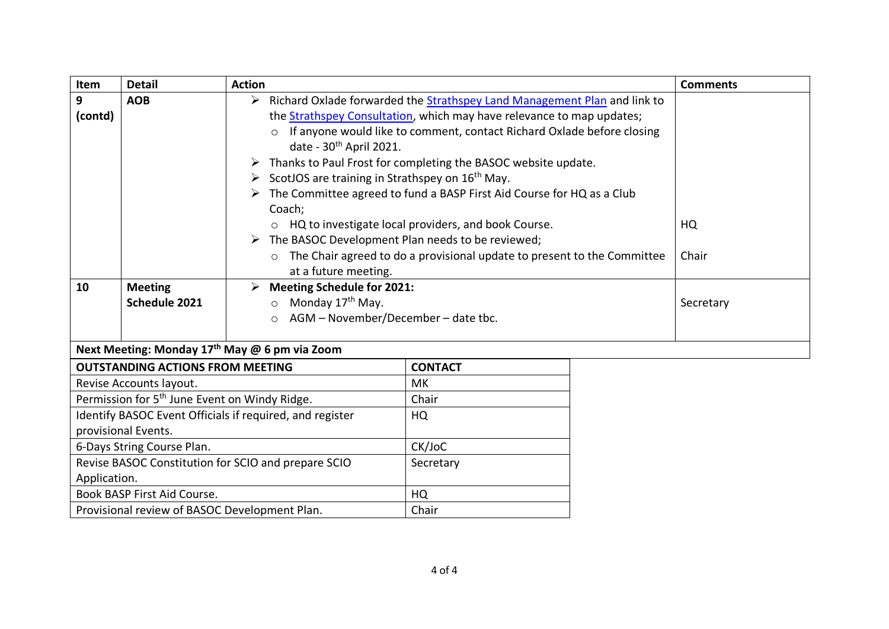| Item | Detail | Action | Comments |
|---|---|---|---|
| 9 (contd) | AOB | ➢ Richard Oxlade forwarded the Strathspey Land Management Plan and link to the Strathspey Consultation, which may have relevance to map updates;<br>○ If anyone would like to comment, contact Richard Oxlade before closing date - 30th April 2021.<br>➢ Thanks to Paul Frost for completing the BASOC website update.<br>➢ ScotJOS are training in Strathspey on 16th May.<br>➢ The Committee agreed to fund a BASP First Aid Course for HQ as a Club Coach;<br>○ HQ to investigate local providers, and book Course.<br>➢ The BASOC Development Plan needs to be reviewed;<br>○ The Chair agreed to do a provisional update to present to the Committee at a future meeting. | HQ<br>Chair |
| 10 | **Meeting Schedule 2021** | ➢ **Meeting Schedule for 2021:**<br>○ Monday 17th May.<br>○ AGM – November/December – date tbc. | Secretary |

**Next Meeting: Monday 17th May @ 6 pm via Zoom**

| OUTSTANDING ACTIONS FROM MEETING | CONTACT |
|---|---|
| Revise Accounts layout. | MK |
| Permission for 5th June Event on Windy Ridge. | Chair |
| Identify BASOC Event Officials if required, and register provisional Events. | HQ |
| 6-Days String Course Plan. | CK/JoC |
| Revise BASOC Constitution for SCIO and prepare SCIO Application. | Secretary |
| Book BASP First Aid Course. | HQ |
| Provisional review of BASOC Development Plan. | Chair |